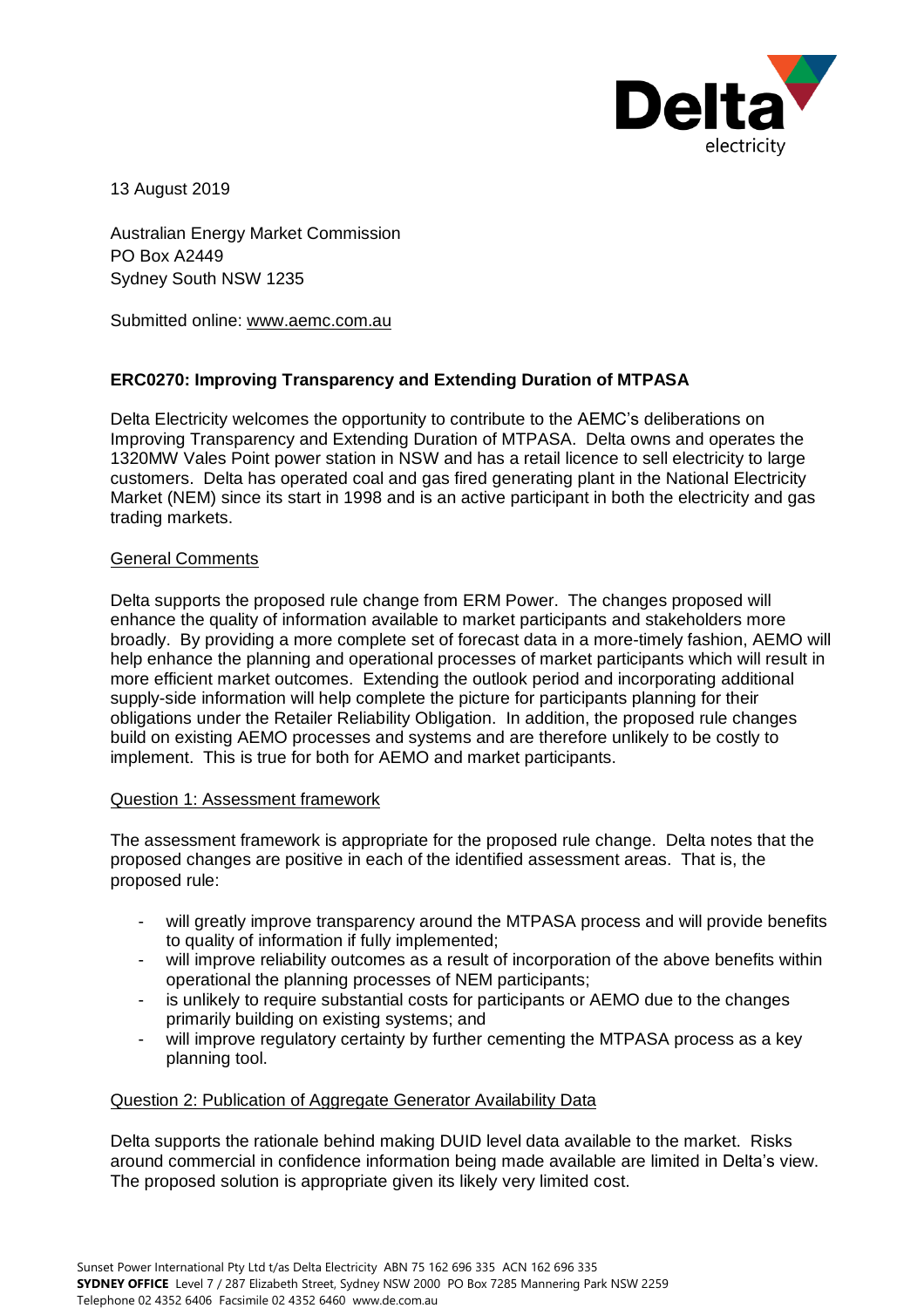13 August 2019

Australian Energy Market Commission
PO Box A2449
Sydney South NSW 1235

Submitted online: www.aemc.com.au

**ERC0270: Improving Transparency and Extending Duration of MTPASA**

Delta Electricity welcomes the opportunity to contribute to the AEMC's deliberations on Improving Transparency and Extending Duration of MTPASA. Delta owns and operates the 1320MW Vales Point power station in NSW and has a retail licence to sell electricity to large customers. Delta has operated coal and gas fired generating plant in the National Electricity Market (NEM) since its start in 1998 and is an active participant in both the electricity and gas trading markets.

General Comments

Delta supports the proposed rule change from ERM Power. The changes proposed will enhance the quality of information available to market participants and stakeholders more broadly. By providing a more complete set of forecast data in a more-timely fashion, AEMO will help enhance the planning and operational processes of market participants which will result in more efficient market outcomes. Extending the outlook period and incorporating additional supply-side information will help complete the picture for participants planning for their obligations under the Retailer Reliability Obligation. In addition, the proposed rule changes build on existing AEMO processes and systems and are therefore unlikely to be costly to implement. This is true for both for AEMO and market participants.

Question 1: Assessment framework

The assessment framework is appropriate for the proposed rule change. Delta notes that the proposed changes are positive in each of the identified assessment areas. That is, the proposed rule:

- will greatly improve transparency around the MTPASA process and will provide benefits to quality of information if fully implemented;
- will improve reliability outcomes as a result of incorporation of the above benefits within operational the planning processes of NEM participants;
- is unlikely to require substantial costs for participants or AEMO due to the changes primarily building on existing systems; and
- will improve regulatory certainty by further cementing the MTPASA process as a key planning tool.

Question 2: Publication of Aggregate Generator Availability Data

Delta supports the rationale behind making DUID level data available to the market. Risks around commercial in confidence information being made available are limited in Delta's view. The proposed solution is appropriate given its likely very limited cost.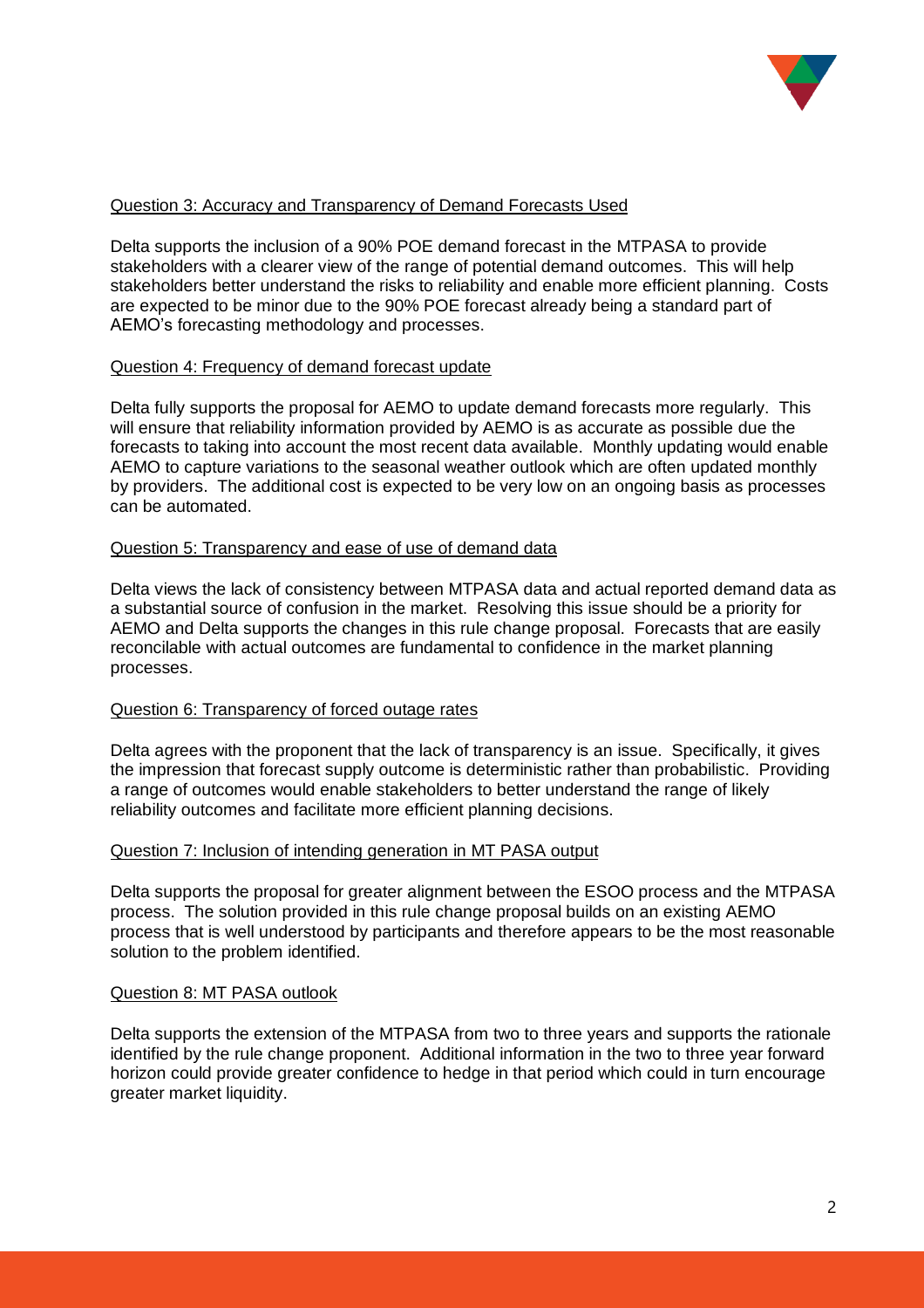Question 3: Accuracy and Transparency of Demand Forecasts Used

Delta supports the inclusion of a 90% POE demand forecast in the MTPASA to provide stakeholders with a clearer view of the range of potential demand outcomes. This will help stakeholders better understand the risks to reliability and enable more efficient planning. Costs are expected to be minor due to the 90% POE forecast already being a standard part of AEMO's forecasting methodology and processes.

Question 4: Frequency of demand forecast update

Delta fully supports the proposal for AEMO to update demand forecasts more regularly. This will ensure that reliability information provided by AEMO is as accurate as possible due the forecasts to taking into account the most recent data available. Monthly updating would enable AEMO to capture variations to the seasonal weather outlook which are often updated monthly by providers. The additional cost is expected to be very low on an ongoing basis as processes can be automated.

Question 5: Transparency and ease of use of demand data

Delta views the lack of consistency between MTPASA data and actual reported demand data as a substantial source of confusion in the market. Resolving this issue should be a priority for AEMO and Delta supports the changes in this rule change proposal. Forecasts that are easily reconcilable with actual outcomes are fundamental to confidence in the market planning processes.

Question 6: Transparency of forced outage rates

Delta agrees with the proponent that the lack of transparency is an issue. Specifically, it gives the impression that forecast supply outcome is deterministic rather than probabilistic. Providing a range of outcomes would enable stakeholders to better understand the range of likely reliability outcomes and facilitate more efficient planning decisions.

Question 7: Inclusion of intending generation in MT PASA output

Delta supports the proposal for greater alignment between the ESOO process and the MTPASA process. The solution provided in this rule change proposal builds on an existing AEMO process that is well understood by participants and therefore appears to be the most reasonable solution to the problem identified.

Question 8: MT PASA outlook

Delta supports the extension of the MTPASA from two to three years and supports the rationale identified by the rule change proponent. Additional information in the two to three year forward horizon could provide greater confidence to hedge in that period which could in turn encourage greater market liquidity.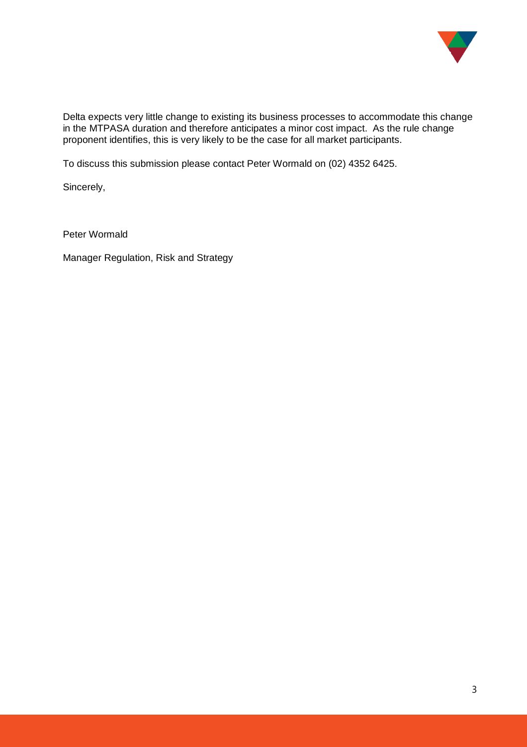Delta expects very little change to existing its business processes to accommodate this change in the MTPASA duration and therefore anticipates a minor cost impact. As the rule change proponent identifies, this is very likely to be the case for all market participants.

To discuss this submission please contact Peter Wormald on (02) 4352 6425.

Sincerely,

Peter Wormald

Manager Regulation, Risk and Strategy